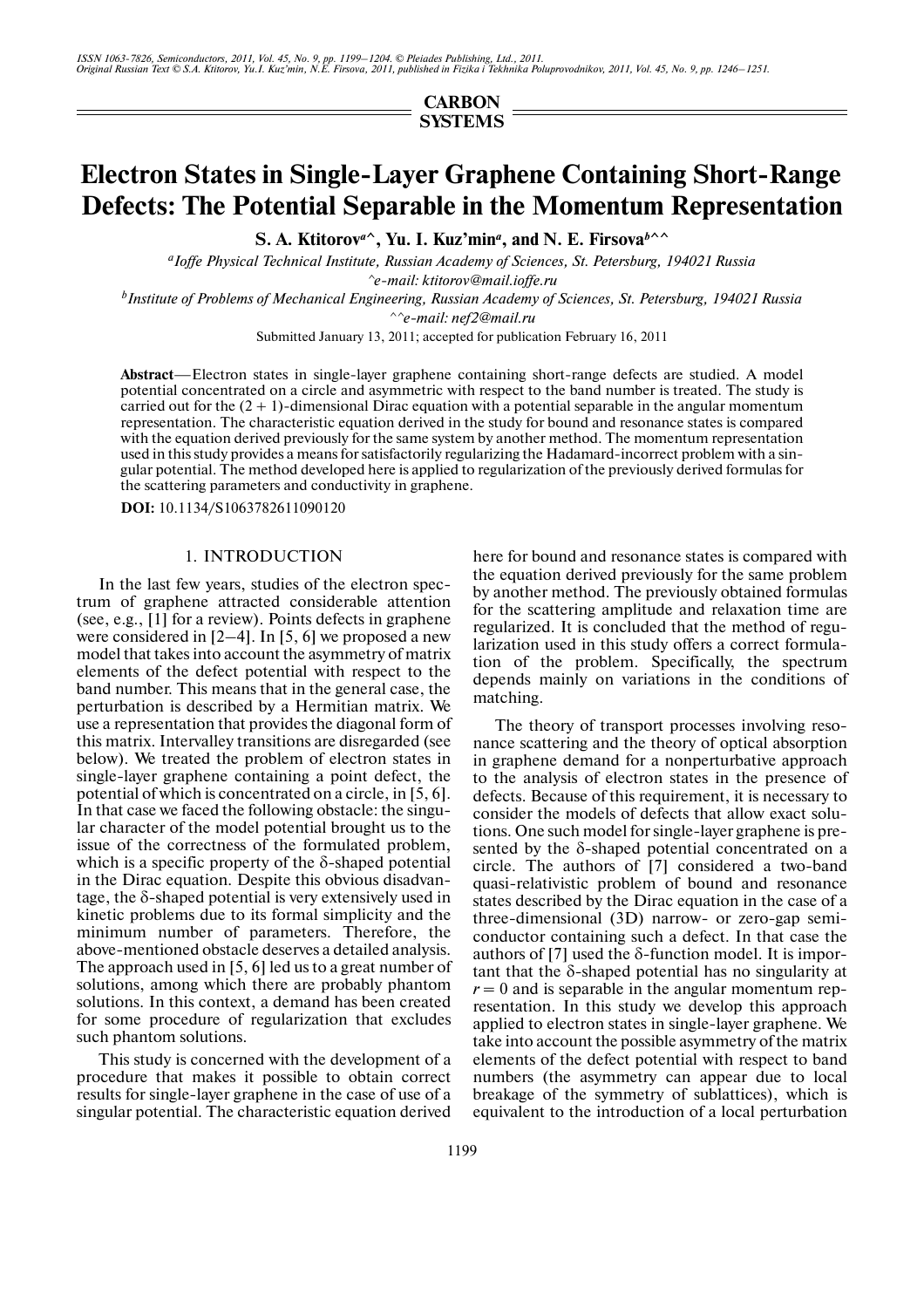**CARBON SYSTEMS**

# Electron States in Single-Layer Graphene Containing Short-Range Defects: The Potential Separable in the Momentum Representation

**S. A. Ktitorov[a]^, Yu. I. Kuz'min[a], and N. E. Firsova[b]^^**

[a] *Ioffe Physical Technical Institute, Russian Academy of Sciences, St. Petersburg, 194021 Russia*
*^e-mail: ktitorov@mail.ioffe.ru*

[b] *Institute of Problems of Mechanical Engineering, Russian Academy of Sciences, St. Petersburg, 194021 Russia*
*^^e-mail: nef2@mail.ru*

Submitted January 13, 2011; accepted for publication February 16, 2011

**Abstract**—Electron states in single-layer graphene containing short-range defects are studied. A model potential concentrated on a circle and asymmetric with respect to the band number is treated. The study is carried out for the (2 + 1)-dimensional Dirac equation with a potential separable in the angular momentum representation. The characteristic equation derived in the study for bound and resonance states is compared with the equation derived previously for the same system by another method. The momentum representation used in this study provides a means for satisfactorily regularizing the Hadamard-incorrect problem with a singular potential. The method developed here is applied to regularization of the previously derived formulas for the scattering parameters and conductivity in graphene.

**DOI:** 10.1134/S1063782611090120

## 1. INTRODUCTION

In the last few years, studies of the electron spectrum of graphene attracted considerable attention (see, e.g., [1] for a review). Points defects in graphene were considered in [2–4]. In [5, 6] we proposed a new model that takes into account the asymmetry of matrix elements of the defect potential with respect to the band number. This means that in the general case, the perturbation is described by a Hermitian matrix. We use a representation that provides the diagonal form of this matrix. Intervalley transitions are disregarded (see below). We treated the problem of electron states in single-layer graphene containing a point defect, the potential of which is concentrated on a circle, in [5, 6]. In that case we faced the following obstacle: the singular character of the model potential brought us to the issue of the correctness of the formulated problem, which is a specific property of the δ-shaped potential in the Dirac equation. Despite this obvious disadvantage, the δ-shaped potential is very extensively used in kinetic problems due to its formal simplicity and the minimum number of parameters. Therefore, the above-mentioned obstacle deserves a detailed analysis. The approach used in [5, 6] led us to a great number of solutions, among which there are probably phantom solutions. In this context, a demand has been created for some procedure of regularization that excludes such phantom solutions.

This study is concerned with the development of a procedure that makes it possible to obtain correct results for single-layer graphene in the case of use of a singular potential. The characteristic equation derived here for bound and resonance states is compared with the equation derived previously for the same problem by another method. The previously obtained formulas for the scattering amplitude and relaxation time are regularized. It is concluded that the method of regularization used in this study offers a correct formulation of the problem. Specifically, the spectrum depends mainly on variations in the conditions of matching.

The theory of transport processes involving resonance scattering and the theory of optical absorption in graphene demand for a nonperturbative approach to the analysis of electron states in the presence of defects. Because of this requirement, it is necessary to consider the models of defects that allow exact solutions. One such model for single-layer graphene is presented by the δ-shaped potential concentrated on a circle. The authors of [7] considered a two-band quasi-relativistic problem of bound and resonance states described by the Dirac equation in the case of a three-dimensional (3D) narrow- or zero-gap semiconductor containing such a defect. In that case the authors of [7] used the δ-function model. It is important that the δ-shaped potential has no singularity at $r = 0$ and is separable in the angular momentum representation. In this study we develop this approach applied to electron states in single-layer graphene. We take into account the possible asymmetry of the matrix elements of the defect potential with respect to band numbers (the asymmetry can appear due to local breakage of the symmetry of sublattices), which is equivalent to the introduction of a local perturbation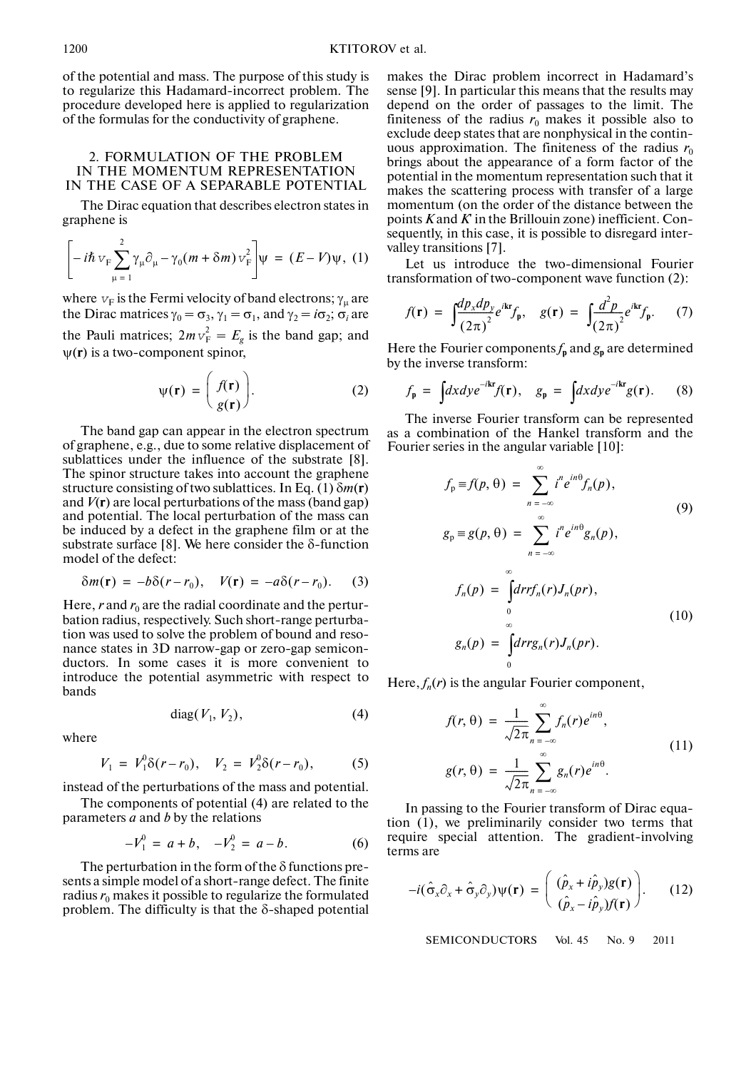of the potential and mass. The purpose of this study is to regularize this Hadamard-incorrect problem. The procedure developed here is applied to regularization of the formulas for the conductivity of graphene.

## 2. FORMULATION OF THE PROBLEM IN THE MOMENTUM REPRESENTATION IN THE CASE OF A SEPARABLE POTENTIAL

The Dirac equation that describes electron states in graphene is

$$\left[-i\hbar v_F \sum_{\mu=1}^{2} \gamma_\mu \partial_\mu - \gamma_0 (m + \delta m) v_F^2\right]\psi = (E - V)\psi, \quad (1)$$

where $v_F$ is the Fermi velocity of band electrons; $\gamma_\mu$ are the Dirac matrices $\gamma_0 = \sigma_3$, $\gamma_1 = \sigma_1$, and $\gamma_2 = i\sigma_2$; $\sigma_i$ are the Pauli matrices; $2mv_F^2 = E_g$ is the band gap; and $\psi(\mathbf{r})$ is a two-component spinor,

$$\psi(\mathbf{r}) = \begin{pmatrix} f(\mathbf{r}) \\ g(\mathbf{r}) \end{pmatrix}. \quad (2)$$

The band gap can appear in the electron spectrum of graphene, e.g., due to some relative displacement of sublattices under the influence of the substrate [8]. The spinor structure takes into account the graphene structure consisting of two sublattices. In Eq. (1) $\delta m(\mathbf{r})$ and $V(\mathbf{r})$ are local perturbations of the mass (band gap) and potential. The local perturbation of the mass can be induced by a defect in the graphene film or at the substrate surface [8]. We here consider the $\delta$-function model of the defect:

$$\delta m(\mathbf{r}) = -b\delta(r - r_0), \quad V(\mathbf{r}) = -a\delta(r - r_0). \quad (3)$$

Here, $r$ and $r_0$ are the radial coordinate and the perturbation radius, respectively. Such short-range perturbation was used to solve the problem of bound and resonance states in 3D narrow-gap or zero-gap semiconductors. In some cases it is more convenient to introduce the potential asymmetric with respect to bands

$$\mathrm{diag}(V_1, V_2), \quad (4)$$

where

$$V_1 = V_1^0 \delta(r - r_0), \quad V_2 = V_2^0 \delta(r - r_0), \quad (5)$$

instead of the perturbations of the mass and potential.

The components of potential (4) are related to the parameters $a$ and $b$ by the relations

$$-V_1^0 = a + b, \quad -V_2^0 = a - b. \quad (6)$$

The perturbation in the form of the $\delta$ functions presents a simple model of a short-range defect. The finite radius $r_0$ makes it possible to regularize the formulated problem. The difficulty is that the $\delta$-shaped potential makes the Dirac problem incorrect in Hadamard's sense [9]. In particular this means that the results may depend on the order of passages to the limit. The finiteness of the radius $r_0$ makes it possible also to exclude deep states that are nonphysical in the continuous approximation. The finiteness of the radius $r_0$ brings about the appearance of a form factor of the potential in the momentum representation such that it makes the scattering process with transfer of a large momentum (on the order of the distance between the points $K$ and $K'$ in the Brillouin zone) inefficient. Consequently, in this case, it is possible to disregard intervalley transitions [7].

Let us introduce the two-dimensional Fourier transformation of two-component wave function (2):

$$f(\mathbf{r}) = \int \frac{dp_x dp_y}{(2\pi)^2} e^{i\mathbf{kr}} f_\mathbf{p}, \quad g(\mathbf{r}) = \int \frac{d^2p}{(2\pi)^2} e^{i\mathbf{kr}} f_\mathbf{p}. \quad (7)$$

Here the Fourier components $f_\mathbf{p}$ and $g_\mathbf{p}$ are determined by the inverse transform:

$$f_\mathbf{p} = \int dxdy e^{-i\mathbf{kr}} f(\mathbf{r}), \quad g_\mathbf{p} = \int dxdy e^{-i\mathbf{kr}} g(\mathbf{r}). \quad (8)$$

The inverse Fourier transform can be represented as a combination of the Hankel transform and the Fourier series in the angular variable [10]:

$$f_\mathrm{p} \equiv f(p, \theta) = \sum_{n=-\infty}^{\infty} i^n e^{in\theta} f_n(p),$$
$$g_\mathrm{p} \equiv g(p, \theta) = \sum_{n=-\infty}^{\infty} i^n e^{in\theta} g_n(p), \quad (9)$$

$$f_n(p) = \int_0^\infty dr r f_n(r) J_n(pr),$$
$$g_n(p) = \int_0^\infty dr r g_n(r) J_n(pr). \quad (10)$$

Here, $f_n(r)$ is the angular Fourier component,

$$f(r, \theta) = \frac{1}{\sqrt{2\pi}} \sum_{n=-\infty}^{\infty} f_n(r) e^{in\theta},$$
$$g(r, \theta) = \frac{1}{\sqrt{2\pi}} \sum_{n=-\infty}^{\infty} g_n(r) e^{in\theta}. \quad (11)$$

In passing to the Fourier transform of Dirac equation (1), we preliminarily consider two terms that require special attention. The gradient-involving terms are

$$-i(\hat{\sigma}_x \partial_x + \hat{\sigma}_y \partial_y)\psi(\mathbf{r}) = \begin{pmatrix} (\hat{p}_x + i\hat{p}_y) g(\mathbf{r}) \\ (\hat{p}_x - i\hat{p}_y) f(\mathbf{r}) \end{pmatrix}. \quad (12)$$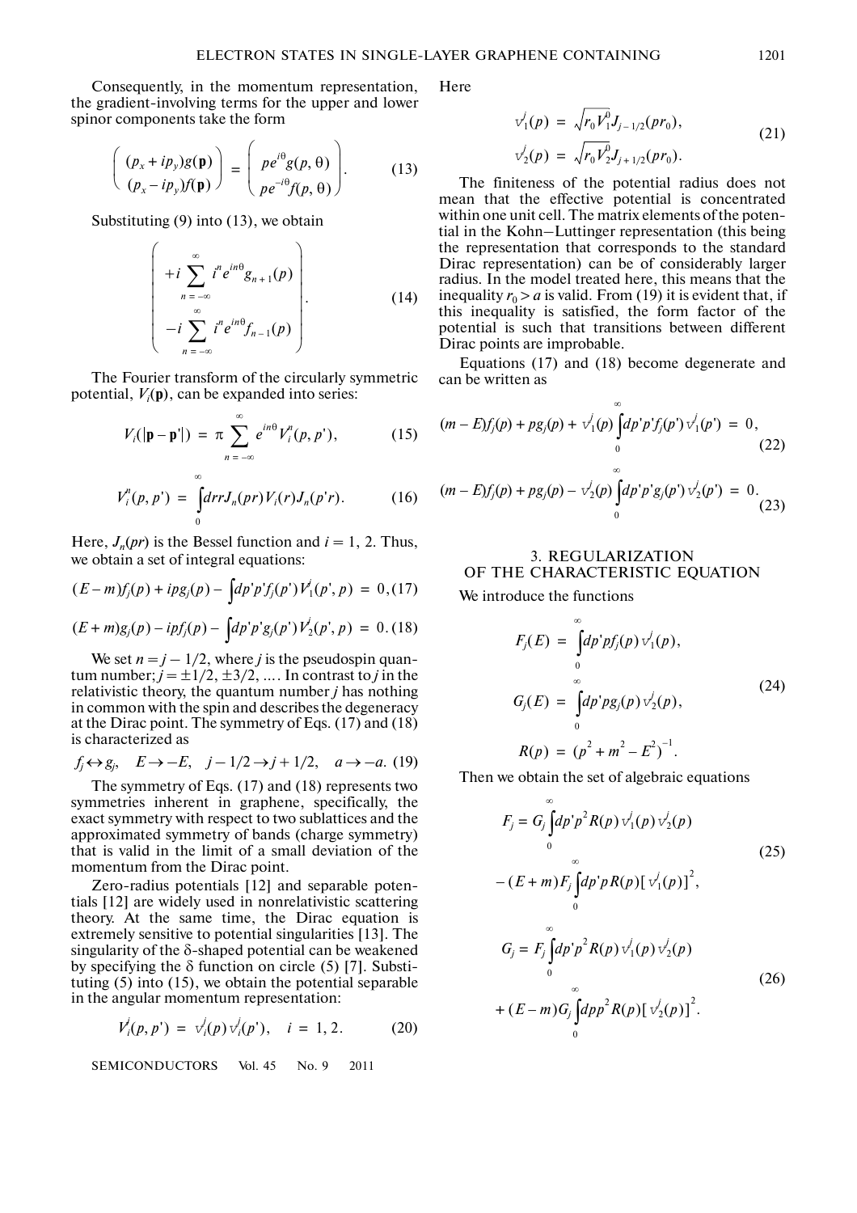Consequently, in the momentum representation, the gradient-involving terms for the upper and lower spinor components take the form

$$\begin{pmatrix} (p_x + ip_y)g(\mathbf{p}) \\ (p_x - ip_y)f(\mathbf{p}) \end{pmatrix} = \begin{pmatrix} pe^{i\theta}g(p, \theta) \\ pe^{-i\theta}f(p, \theta) \end{pmatrix}. \qquad (13)$$

Substituting (9) into (13), we obtain

$$\begin{pmatrix} +i\sum\limits_{n=-\infty}^{\infty} i^n e^{in\theta} g_{n+1}(p) \\ -i\sum\limits_{n=-\infty}^{\infty} i^n e^{in\theta} f_{n-1}(p) \end{pmatrix}. \qquad (14)$$

The Fourier transform of the circularly symmetric potential, $V_i(\mathbf{p})$, can be expanded into series:

$$V_i(|\mathbf{p}-\mathbf{p}'|) = \pi \sum_{n=-\infty}^{\infty} e^{in\theta} V_i^n(p, p'), \qquad (15)$$

$$V_i^n(p, p') = \int_0^{\infty} dr r J_n(pr) V_i(r) J_n(p'r). \qquad (16)$$

Here, $J_n(pr)$ is the Bessel function and $i = 1, 2$. Thus, we obtain a set of integral equations:

$$(E-m)f_j(p) + ipg_j(p) - \int dp' p' f_j(p') V_1^j(p', p) = 0, \qquad (17)$$

$$(E+m)g_j(p) - ipf_j(p) - \int dp' p' g_j(p') V_2^j(p', p) = 0. \qquad (18)$$

We set $n = j - 1/2$, where $j$ is the pseudospin quantum number; $j = \pm 1/2, \pm 3/2, \ldots$. In contrast to $j$ in the relativistic theory, the quantum number $j$ has nothing in common with the spin and describes the degeneracy at the Dirac point. The symmetry of Eqs. (17) and (18) is characterized as

$$f_j \leftrightarrow g_j, \quad E \to -E, \quad j - 1/2 \to j + 1/2, \quad a \to -a. \qquad (19)$$

The symmetry of Eqs. (17) and (18) represents two symmetries inherent in graphene, specifically, the exact symmetry with respect to two sublattices and the approximated symmetry of bands (charge symmetry) that is valid in the limit of a small deviation of the momentum from the Dirac point.

Zero-radius potentials [12] and separable potentials [12] are widely used in nonrelativistic scattering theory. At the same time, the Dirac equation is extremely sensitive to potential singularities [13]. The singularity of the δ-shaped potential can be weakened by specifying the δ function on circle (5) [7]. Substituting (5) into (15), we obtain the potential separable in the angular momentum representation:

$$V_i^j(p, p') = v_i^j(p) v_i^j(p'), \quad i = 1, 2. \qquad (20)$$

Here

$$v_1^j(p) = \sqrt{r_0 V_1^0} J_{j-1/2}(pr_0),$$
$$v_2^j(p) = \sqrt{r_0 V_2^0} J_{j+1/2}(pr_0). \qquad (21)$$

The finiteness of the potential radius does not mean that the effective potential is concentrated within one unit cell. The matrix elements of the potential in the Kohn–Luttinger representation (this being the representation that corresponds to the standard Dirac representation) can be of considerably larger radius. In the model treated here, this means that the inequality $r_0 > a$ is valid. From (19) it is evident that, if this inequality is satisfied, the form factor of the potential is such that transitions between different Dirac points are improbable.

Equations (17) and (18) become degenerate and can be written as

$$(m-E)f_j(p) + pg_j(p) + v_1^j(p)\int_0^{\infty} dp' p' f_j(p') v_1^j(p') = 0, \qquad (22)$$

$$(m-E)f_j(p) + pg_j(p) - v_2^j(p)\int_0^{\infty} dp' p' g_j(p') v_2^j(p') = 0. \qquad (23)$$

## 3. REGULARIZATION OF THE CHARACTERISTIC EQUATION

We introduce the functions

$$F_j(E) = \int_0^{\infty} dp' p f_j(p) v_1^j(p),$$
$$G_j(E) = \int_0^{\infty} dp' p g_j(p) v_2^j(p), \qquad (24)$$
$$R(p) = (p^2 + m^2 - E^2)^{-1}.$$

Then we obtain the set of algebraic equations

$$F_j = G_j \int_0^{\infty} dp' p^2 R(p) v_1^j(p) v_2^j(p) - (E+m)F_j \int_0^{\infty} dp' p R(p) [v_1^j(p)]^2, \qquad (25)$$

$$G_j = F_j \int_0^{\infty} dp' p^2 R(p) v_1^j(p) v_2^j(p) + (E-m)G_j \int_0^{\infty} dp p^2 R(p) [v_2^j(p)]^2. \qquad (26)$$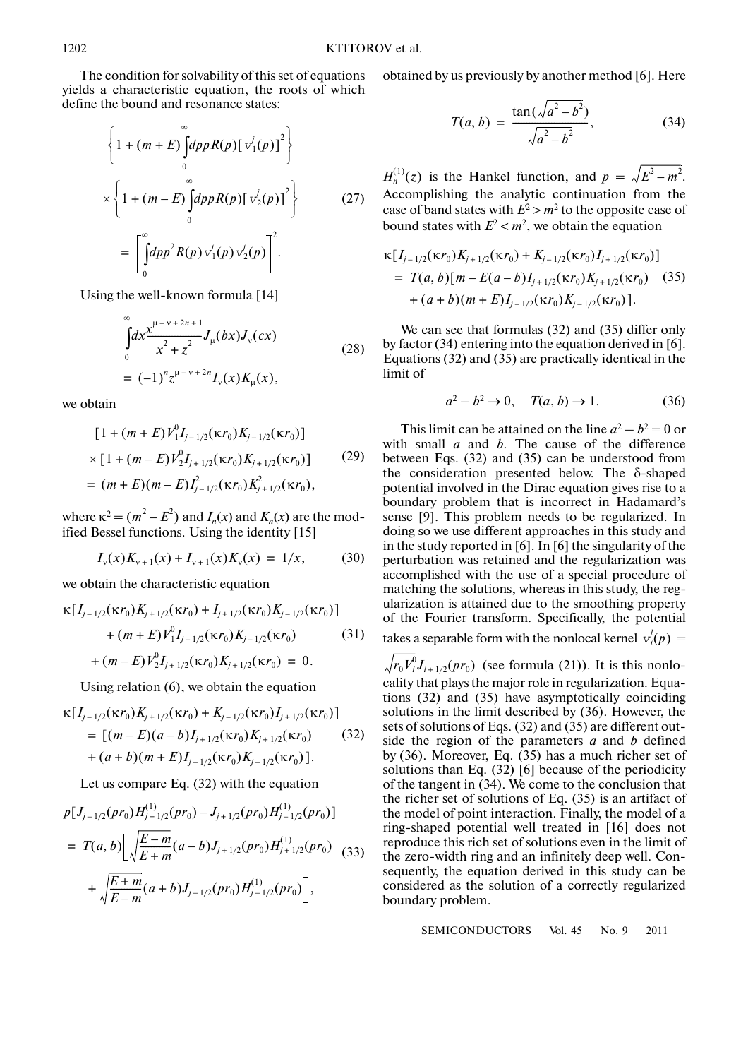The condition for solvability of this set of equations yields a characteristic equation, the roots of which define the bound and resonance states:

$$\left\{1+(m+E)\int_0^\infty dp p R(p)[v_1^j(p)]^2\right\}$$
$$\times\left\{1+(m-E)\int_0^\infty dp p R(p)[v_2^j(p)]^2\right\} \tag{27}$$
$$=\left[\int_0^\infty dp p^2 R(p) v_1^j(p) v_2^j(p)\right]^2.$$

Using the well-known formula [14]

$$\int_0^\infty dx \frac{x^{\mu-\nu+2n+1}}{x^2+z^2} J_\mu(bx) J_\nu(cx) \tag{28}$$
$$=(-1)^n z^{\mu-\nu+2n} I_\nu(x) K_\mu(x),$$

we obtain

$$[1+(m+E)V_1^0 I_{j-1/2}(\kappa r_0)K_{j-1/2}(\kappa r_0)]$$
$$\times[1+(m-E)V_2^0 I_{j+1/2}(\kappa r_0)K_{j+1/2}(\kappa r_0)] \tag{29}$$
$$=(m+E)(m-E)I_{j-1/2}^2(\kappa r_0)K_{j+1/2}^2(\kappa r_0),$$

where $\kappa^2 = (m^2 - E^2)$ and $I_n(x)$ and $K_n(x)$ are the modified Bessel functions. Using the identity [15]

$$I_\nu(x)K_{\nu+1}(x) + I_{\nu+1}(x)K_\nu(x) = 1/x, \tag{30}$$

we obtain the characteristic equation

$$\kappa[I_{j-1/2}(\kappa r_0)K_{j+1/2}(\kappa r_0) + I_{j+1/2}(\kappa r_0)K_{j-1/2}(\kappa r_0)]$$
$$+(m+E)V_1^0 I_{j-1/2}(\kappa r_0)K_{j-1/2}(\kappa r_0) \tag{31}$$
$$+(m-E)V_2^0 I_{j+1/2}(\kappa r_0)K_{j+1/2}(\kappa r_0) = 0.$$

Using relation (6), we obtain the equation

$$\kappa[I_{j-1/2}(\kappa r_0)K_{j+1/2}(\kappa r_0) + K_{j-1/2}(\kappa r_0)I_{j+1/2}(\kappa r_0)]$$
$$=[(m-E)(a-b)I_{j+1/2}(\kappa r_0)K_{j+1/2}(\kappa r_0) \tag{32}$$
$$+(a+b)(m+E)I_{j-1/2}(\kappa r_0)K_{j-1/2}(\kappa r_0)].$$

Let us compare Eq. (32) with the equation

$$p[J_{j-1/2}(pr_0)H_{j+1/2}^{(1)}(pr_0) - J_{j+1/2}(pr_0)H_{j-1/2}^{(1)}(pr_0)]$$
$$=T(a,b)\left[\sqrt{\frac{E-m}{E+m}}(a-b)J_{j+1/2}(pr_0)H_{j+1/2}^{(1)}(pr_0) \right. \tag{33}$$
$$\left. +\sqrt{\frac{E+m}{E-m}}(a+b)J_{j-1/2}(pr_0)H_{j-1/2}^{(1)}(pr_0)\right],$$

obtained by us previously by another method [6]. Here

$$T(a,b) = \frac{\tan(\sqrt{a^2-b^2})}{\sqrt{a^2-b^2}}, \tag{34}$$

$H_n^{(1)}(z)$ is the Hankel function, and $p = \sqrt{E^2 - m^2}$. Accomplishing the analytic continuation from the case of band states with $E^2 > m^2$ to the opposite case of bound states with $E^2 < m^2$, we obtain the equation

$$\kappa[I_{j-1/2}(\kappa r_0)K_{j+1/2}(\kappa r_0) + K_{j-1/2}(\kappa r_0)I_{j+1/2}(\kappa r_0)]$$
$$=T(a,b)[m-E(a-b)I_{j+1/2}(\kappa r_0)K_{j+1/2}(\kappa r_0) \tag{35}$$
$$+(a+b)(m+E)I_{j-1/2}(\kappa r_0)K_{j-1/2}(\kappa r_0)].$$

We can see that formulas (32) and (35) differ only by factor (34) entering into the equation derived in [6]. Equations (32) and (35) are practically identical in the limit of

$$a^2 - b^2 \to 0, \quad T(a,b) \to 1. \tag{36}$$

This limit can be attained on the line $a^2 - b^2 = 0$ or with small $a$ and $b$. The cause of the difference between Eqs. (32) and (35) can be understood from the consideration presented below. The δ-shaped potential involved in the Dirac equation gives rise to a boundary problem that is incorrect in Hadamard's sense [9]. This problem needs to be regularized. In doing so we use different approaches in this study and in the study reported in [6]. In [6] the singularity of the perturbation was retained and the regularization was accomplished with the use of a special procedure of matching the solutions, whereas in this study, the regularization is attained due to the smoothing property of the Fourier transform. Specifically, the potential takes a separable form with the nonlocal kernel $v_i^j(p) = \sqrt{r_0 V_i^0} J_{l+1/2}(pr_0)$ (see formula (21)). It is this nonlocality that plays the major role in regularization. Equations (32) and (35) have asymptotically coinciding solutions in the limit described by (36). However, the sets of solutions of Eqs. (32) and (35) are different outside the region of the parameters $a$ and $b$ defined by (36). Moreover, Eq. (35) has a much richer set of solutions than Eq. (32) [6] because of the periodicity of the tangent in (34). We come to the conclusion that the richer set of solutions of Eq. (35) is an artifact of the model of point interaction. Finally, the model of a ring-shaped potential well treated in [16] does not reproduce this rich set of solutions even in the limit of the zero-width ring and an infinitely deep well. Consequently, the equation derived in this study can be considered as the solution of a correctly regularized boundary problem.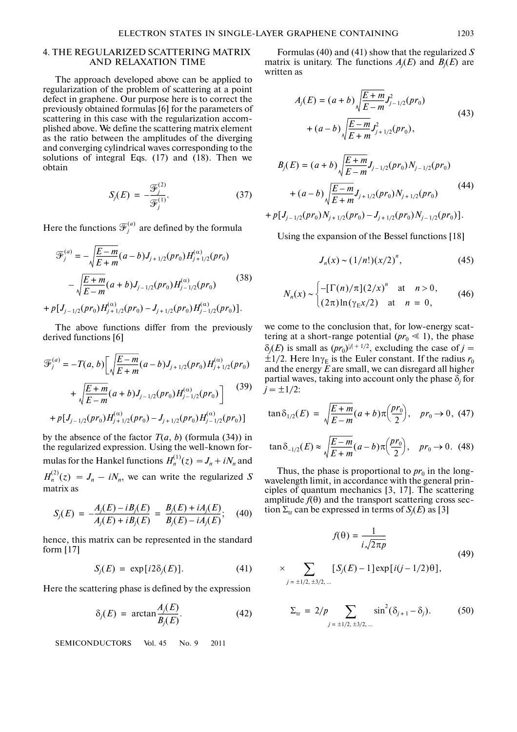## 4. THE REGULARIZED SCATTERING MATRIX AND RELAXATION TIME

The approach developed above can be applied to regularization of the problem of scattering at a point defect in graphene. Our purpose here is to correct the previously obtained formulas [6] for the parameters of scattering in this case with the regularization accomplished above. We define the scattering matrix element as the ratio between the amplitudes of the diverging and converging cylindrical waves corresponding to the solutions of integral Eqs. (17) and (18). Then we obtain

$$S_j(E) = -\frac{\mathcal{F}_j^{(2)}}{\mathcal{F}_j^{(1)}}. \tag{37}$$

Here the functions $\mathcal{F}_j^{(a)}$ are defined by the formula

$$\begin{aligned}\mathcal{F}_j^{(a)} = &-\sqrt{\frac{E-m}{E+m}}(a-b)J_{j+1/2}(pr_0)H_{j+1/2}^{(\alpha)}(pr_0)\\ &-\sqrt{\frac{E+m}{E-m}}(a+b)J_{j-1/2}(pr_0)H_{j-1/2}^{(\alpha)}(pr_0)\\ &+p[J_{j-1/2}(pr_0)H_{j+1/2}^{(\alpha)}(pr_0)-J_{j+1/2}(pr_0)H_{j-1/2}^{(\alpha)}(pr_0)].\end{aligned} \tag{38}$$

The above functions differ from the previously derived functions [6]

$$\begin{aligned}\mathcal{F}_j^{(a)} = &-T(a,b)\Bigg[\sqrt{\frac{E-m}{E+m}}(a-b)J_{j+1/2}(pr_0)H_{j+1/2}^{(\alpha)}(pr_0)\\ &+\sqrt{\frac{E+m}{E-m}}(a+b)J_{j-1/2}(pr_0)H_{j-1/2}^{(\alpha)}(pr_0)\Bigg]\\ &+p[J_{j-1/2}(pr_0)H_{j+1/2}^{(\alpha)}(pr_0)-J_{j+1/2}(pr_0)H_{j-1/2}^{(\alpha)}(pr_0)]\end{aligned} \tag{39}$$

by the absence of the factor $T(a, b)$ (formula (34)) in the regularized expression. Using the well-known formulas for the Hankel functions $H_n^{(1)}(z) = J_n + iN_n$ and $H_n^{(2)}(z) = J_n - iN_n$, we can write the regularized $S$ matrix as

$$S_j(E) = -\frac{A_j(E)-iB_j(E)}{A_j(E)+iB_j(E)} = \frac{B_j(E)+iA_j(E)}{B_j(E)-iA_j(E)}; \tag{40}$$

hence, this matrix can be represented in the standard form [17]

$$S_j(E) = \exp[i2\delta_j(E)]. \tag{41}$$

Here the scattering phase is defined by the expression

$$\delta_j(E) = \arctan\frac{A_j(E)}{B_j(E)}. \tag{42}$$

Formulas (40) and (41) show that the regularized $S$ matrix is unitary. The functions $A_j(E)$ and $B_j(E)$ are written as

$$\begin{aligned}A_j(E) = &(a+b)\sqrt{\frac{E+m}{E-m}}J_{j-1/2}^2(pr_0)\\ &+(a-b)\sqrt{\frac{E-m}{E+m}}J_{j+1/2}^2(pr_0),\end{aligned} \tag{43}$$

$$\begin{aligned}B_j(E) = &(a+b)\sqrt{\frac{E+m}{E-m}}J_{j-1/2}(pr_0)N_{j-1/2}(pr_0)\\ &+(a-b)\sqrt{\frac{E-m}{E+m}}J_{j+1/2}(pr_0)N_{j+1/2}(pr_0)\\ &+p[J_{j-1/2}(pr_0)N_{j+1/2}(pr_0)-J_{j+1/2}(pr_0)N_{j-1/2}(pr_0)].\end{aligned} \tag{44}$$

Using the expansion of the Bessel functions [18]

$$J_n(x) \sim (1/n!)(x/2)^n, \tag{45}$$

$$N_n(x) \sim \begin{cases}-[\Gamma(n)/\pi](2/x)^n & \text{at} \quad n>0,\\ (2\pi)\ln(\gamma_E x/2) & \text{at} \quad n=0,\end{cases} \tag{46}$$

we come to the conclusion that, for low-energy scattering at a short-range potential ($pr_0 \ll 1$), the phase $\delta_j(E)$ is small as $(pr_0)^{|j|+1/2}$, excluding the case of $j = \pm 1/2$. Here $\ln\gamma_E$ is the Euler constant. If the radius $r_0$ and the energy $E$ are small, we can disregard all higher partial waves, taking into account only the phase $\delta_j$ for $j = \pm 1/2$:

$$\tan\delta_{1/2}(E) = \sqrt{\frac{E+m}{E-m}}(a+b)\pi\left(\frac{pr_0}{2}\right), \quad pr_0 \to 0, \tag{47}$$

$$\tan\delta_{-1/2}(E) \approx \sqrt{\frac{E-m}{E+m}}(a-b)\pi\left(\frac{pr_0}{2}\right), \quad pr_0 \to 0. \tag{48}$$

Thus, the phase is proportional to $pr_0$ in the long-wavelength limit, in accordance with the general principles of quantum mechanics [3, 17]. The scattering amplitude $f(\theta)$ and the transport scattering cross section $\Sigma_{tr}$ can be expressed in terms of $S_j(E)$ as [3]

$$f(\theta) = \frac{1}{i\sqrt{2\pi p}} \times \sum_{j=\pm 1/2, \pm 3/2, \dots}[S_j(E)-1]\exp[i(j-1/2)\theta], \tag{49}$$

$$\Sigma_{tr} = 2/p\sum_{j=\pm 1/2, \pm 3/2, \dots}\sin^2(\delta_{j+1}-\delta_j). \tag{50}$$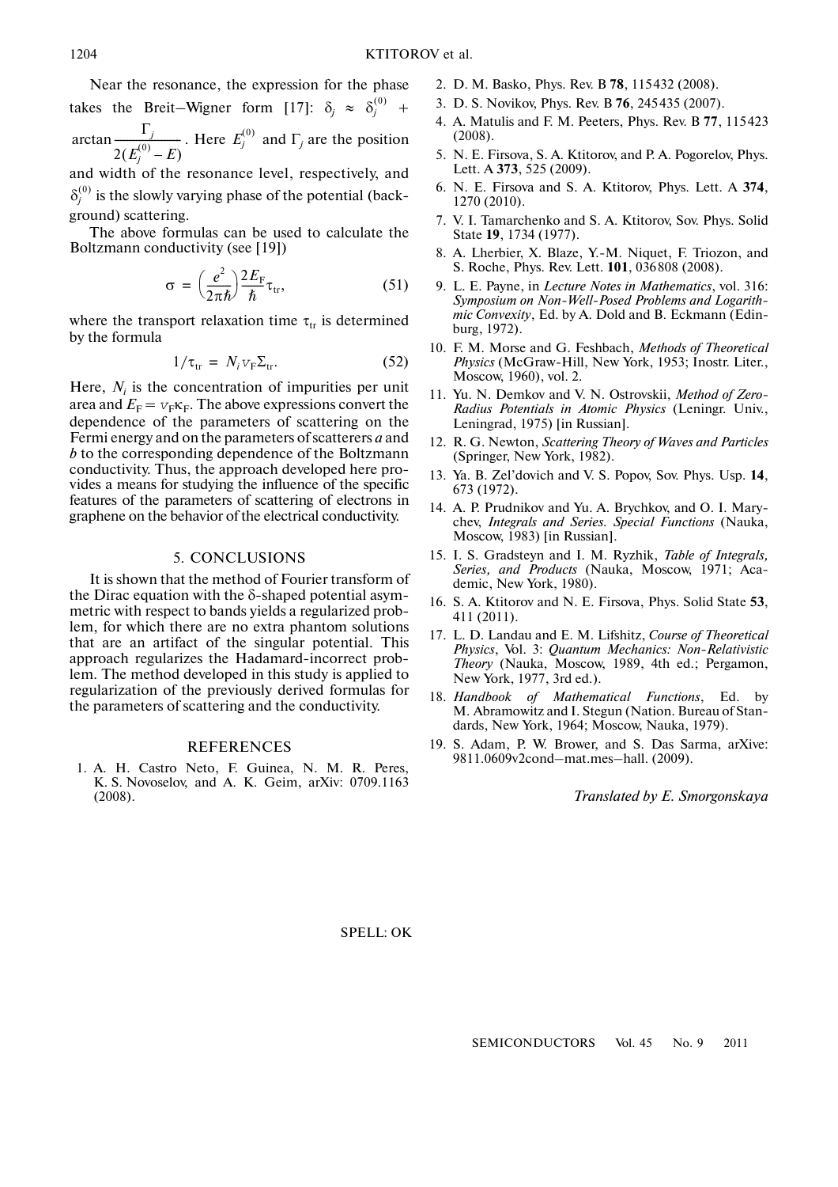Near the resonance, the expression for the phase takes the Breit–Wigner form [17]: $\delta_j \approx \delta_j^{(0)} + \arctan\frac{\Gamma_j}{2(E_j^{(0)} - E)}$. Here $E_j^{(0)}$ and $\Gamma_j$ are the position and width of the resonance level, respectively, and $\delta_j^{(0)}$ is the slowly varying phase of the potential (background) scattering.

The above formulas can be used to calculate the Boltzmann conductivity (see [19])

$$\sigma = \left(\frac{e^2}{2\pi\hbar}\right)\frac{2E_F}{\hbar}\tau_{tr}, \tag{51}$$

where the transport relaxation time $\tau_{tr}$ is determined by the formula

$$1/\tau_{tr} = N_i v_F \Sigma_{tr}. \tag{52}$$

Here, $N_i$ is the concentration of impurities per unit area and $E_F = v_F\kappa_F$. The above expressions convert the dependence of the parameters of scattering on the Fermi energy and on the parameters of scatterers $a$ and $b$ to the corresponding dependence of the Boltzmann conductivity. Thus, the approach developed here provides a means for studying the influence of the specific features of the parameters of scattering of electrons in graphene on the behavior of the electrical conductivity.

## 5. CONCLUSIONS

It is shown that the method of Fourier transform of the Dirac equation with the $\delta$-shaped potential asymmetric with respect to bands yields a regularized problem, for which there are no extra phantom solutions that are an artifact of the singular potential. This approach regularizes the Hadamard-incorrect problem. The method developed in this study is applied to regularization of the previously derived formulas for the parameters of scattering and the conductivity.

## REFERENCES

1. A. H. Castro Neto, F. Guinea, N. M. R. Peres, K. S. Novoselov, and A. K. Geim, arXiv: 0709.1163 (2008).
2. D. M. Basko, Phys. Rev. B **78**, 115432 (2008).
3. D. S. Novikov, Phys. Rev. B **76**, 245435 (2007).
4. A. Matulis and F. M. Peeters, Phys. Rev. B **77**, 115423 (2008).
5. N. E. Firsova, S. A. Ktitorov, and P. A. Pogorelov, Phys. Lett. A **373**, 525 (2009).
6. N. E. Firsova and S. A. Ktitorov, Phys. Lett. A **374**, 1270 (2010).
7. V. I. Tamarchenko and S. A. Ktitorov, Sov. Phys. Solid State **19**, 1734 (1977).
8. A. Lherbier, X. Blaze, Y.-M. Niquet, F. Triozon, and S. Roche, Phys. Rev. Lett. **101**, 036808 (2008).
9. L. E. Payne, in *Lecture Notes in Mathematics*, vol. 316: *Symposium on Non-Well-Posed Problems and Logarithmic Convexity*, Ed. by A. Dold and B. Eckmann (Edinburg, 1972).
10. F. M. Morse and G. Feshbach, *Methods of Theoretical Physics* (McGraw-Hill, New York, 1953; Inostr. Liter., Moscow, 1960), vol. 2.
11. Yu. N. Demkov and V. N. Ostrovskii, *Method of Zero-Radius Potentials in Atomic Physics* (Leningr. Univ., Leningrad, 1975) [in Russian].
12. R. G. Newton, *Scattering Theory of Waves and Particles* (Springer, New York, 1982).
13. Ya. B. Zel'dovich and V. S. Popov, Sov. Phys. Usp. **14**, 673 (1972).
14. A. P. Prudnikov and Yu. A. Brychkov, and O. I. Marychev, *Integrals and Series. Special Functions* (Nauka, Moscow, 1983) [in Russian].
15. I. S. Gradsteyn and I. M. Ryzhik, *Table of Integrals, Series, and Products* (Nauka, Moscow, 1971; Academic, New York, 1980).
16. S. A. Ktitorov and N. E. Firsova, Phys. Solid State **53**, 411 (2011).
17. L. D. Landau and E. M. Lifshitz, *Course of Theoretical Physics*, Vol. 3: *Quantum Mechanics: Non-Relativistic Theory* (Nauka, Moscow, 1989, 4th ed.; Pergamon, New York, 1977, 3rd ed.).
18. *Handbook of Mathematical Functions*, Ed. by M. Abramowitz and I. Stegun (Nation. Bureau of Standards, New York, 1964; Moscow, Nauka, 1979).
19. S. Adam, P. W. Brower, and S. Das Sarma, arXive: 9811.0609v2cond–mat.mes–hall. (2009).

*Translated by E. Smorgonskaya*

SPELL: OK